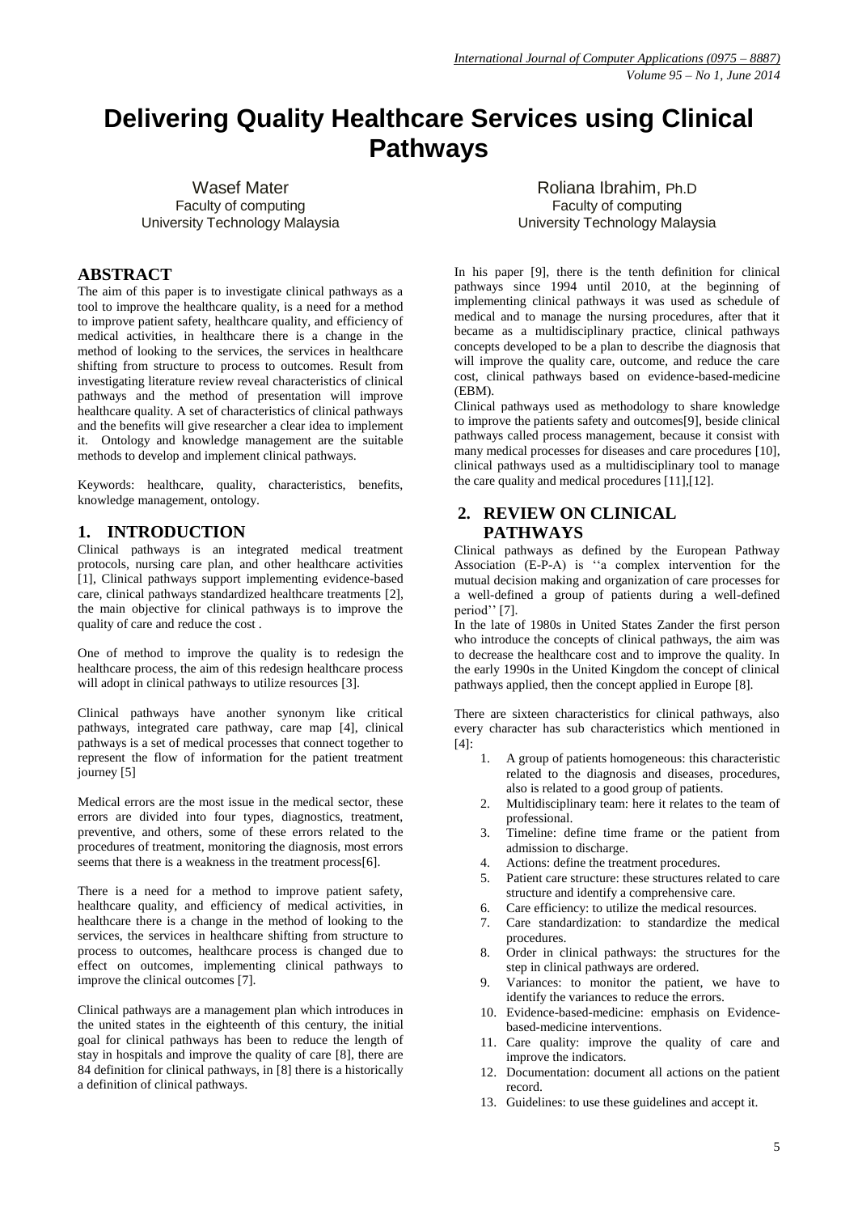# Delivering Quality Healthcare Services using Clinical Pathways

Wasef Mater
Faculty of computing
University Technology Malaysia

Roliana Ibrahim, Ph.D
Faculty of computing
University Technology Malaysia

## ABSTRACT

The aim of this paper is to investigate clinical pathways as a tool to improve the healthcare quality, is a need for a method to improve patient safety, healthcare quality, and efficiency of medical activities, in healthcare there is a change in the method of looking to the services, the services in healthcare shifting from structure to process to outcomes. Result from investigating literature review reveal characteristics of clinical pathways and the method of presentation will improve healthcare quality. A set of characteristics of clinical pathways and the benefits will give researcher a clear idea to implement it. Ontology and knowledge management are the suitable methods to develop and implement clinical pathways.

Keywords: healthcare, quality, characteristics, benefits, knowledge management, ontology.

## 1. INTRODUCTION

Clinical pathways is an integrated medical treatment protocols, nursing care plan, and other healthcare activities [1], Clinical pathways support implementing evidence-based care, clinical pathways standardized healthcare treatments [2], the main objective for clinical pathways is to improve the quality of care and reduce the cost .

One of method to improve the quality is to redesign the healthcare process, the aim of this redesign healthcare process will adopt in clinical pathways to utilize resources [3].

Clinical pathways have another synonym like critical pathways, integrated care pathway, care map [4], clinical pathways is a set of medical processes that connect together to represent the flow of information for the patient treatment journey [5]

Medical errors are the most issue in the medical sector, these errors are divided into four types, diagnostics, treatment, preventive, and others, some of these errors related to the procedures of treatment, monitoring the diagnosis, most errors seems that there is a weakness in the treatment process[6].

There is a need for a method to improve patient safety, healthcare quality, and efficiency of medical activities, in healthcare there is a change in the method of looking to the services, the services in healthcare shifting from structure to process to outcomes, healthcare process is changed due to effect on outcomes, implementing clinical pathways to improve the clinical outcomes [7].

Clinical pathways are a management plan which introduces in the united states in the eighteenth of this century, the initial goal for clinical pathways has been to reduce the length of stay in hospitals and improve the quality of care [8], there are 84 definition for clinical pathways, in [8] there is a historically a definition of clinical pathways.

In his paper [9], there is the tenth definition for clinical pathways since 1994 until 2010, at the beginning of implementing clinical pathways it was used as schedule of medical and to manage the nursing procedures, after that it became as a multidisciplinary practice, clinical pathways concepts developed to be a plan to describe the diagnosis that will improve the quality care, outcome, and reduce the care cost, clinical pathways based on evidence-based-medicine (EBM).

Clinical pathways used as methodology to share knowledge to improve the patients safety and outcomes[9], beside clinical pathways called process management, because it consist with many medical processes for diseases and care procedures [10], clinical pathways used as a multidisciplinary tool to manage the care quality and medical procedures [11],[12].

## 2. REVIEW ON CLINICAL PATHWAYS

Clinical pathways as defined by the European Pathway Association (E-P-A) is ''a complex intervention for the mutual decision making and organization of care processes for a well-defined a group of patients during a well-defined period'' [7].

In the late of 1980s in United States Zander the first person who introduce the concepts of clinical pathways, the aim was to decrease the healthcare cost and to improve the quality. In the early 1990s in the United Kingdom the concept of clinical pathways applied, then the concept applied in Europe [8].

There are sixteen characteristics for clinical pathways, also every character has sub characteristics which mentioned in [4]:

1. A group of patients homogeneous: this characteristic related to the diagnosis and diseases, procedures, also is related to a good group of patients.
2. Multidisciplinary team: here it relates to the team of professional.
3. Timeline: define time frame or the patient from admission to discharge.
4. Actions: define the treatment procedures.
5. Patient care structure: these structures related to care structure and identify a comprehensive care.
6. Care efficiency: to utilize the medical resources.
7. Care standardization: to standardize the medical procedures.
8. Order in clinical pathways: the structures for the step in clinical pathways are ordered.
9. Variances: to monitor the patient, we have to identify the variances to reduce the errors.
10. Evidence-based-medicine: emphasis on Evidence-based-medicine interventions.
11. Care quality: improve the quality of care and improve the indicators.
12. Documentation: document all actions on the patient record.
13. Guidelines: to use these guidelines and accept it.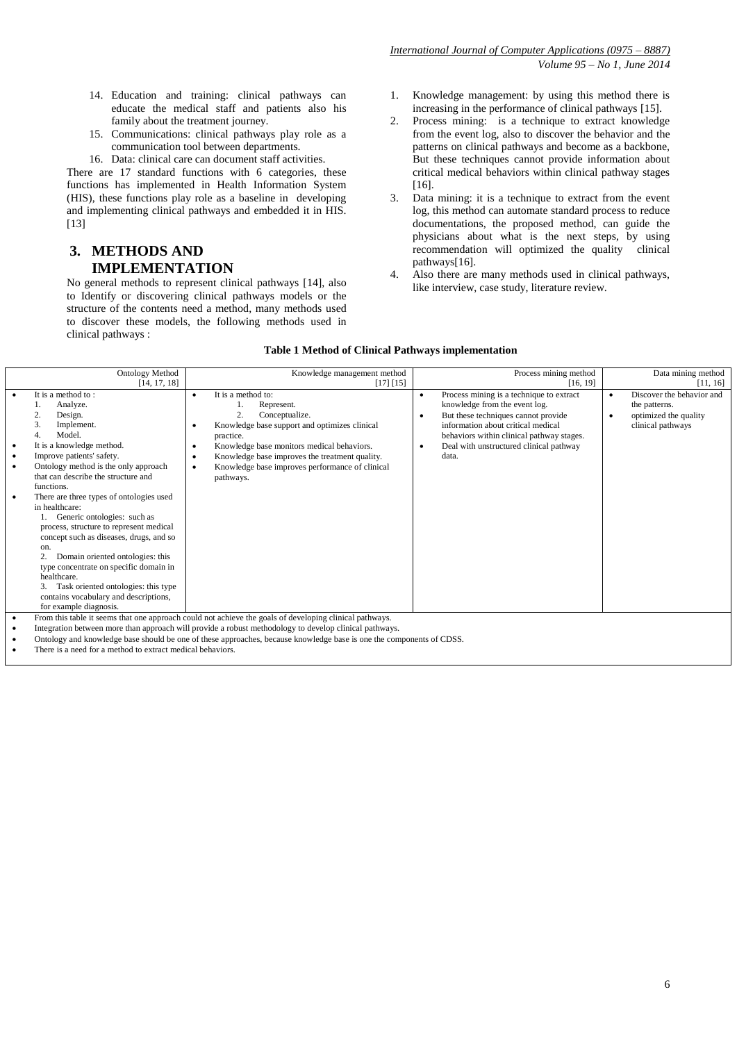14. Education and training: clinical pathways can educate the medical staff and patients also his family about the treatment journey.
15. Communications: clinical pathways play role as a communication tool between departments.
16. Data: clinical care can document staff activities.

There are 17 standard functions with 6 categories, these functions has implemented in Health Information System (HIS), these functions play role as a baseline in developing and implementing clinical pathways and embedded it in HIS. [13]

## 3. METHODS AND IMPLEMENTATION

No general methods to represent clinical pathways [14], also to Identify or discovering clinical pathways models or the structure of the contents need a method, many methods used to discover these models, the following methods used in clinical pathways :

1. Knowledge management: by using this method there is increasing in the performance of clinical pathways [15].
2. Process mining: is a technique to extract knowledge from the event log, also to discover the behavior and the patterns on clinical pathways and become as a backbone, But these techniques cannot provide information about critical medical behaviors within clinical pathway stages [16].
3. Data mining: it is a technique to extract from the event log, this method can automate standard process to reduce documentations, the proposed method, can guide the physicians about what is the next steps, by using recommendation will optimized the quality clinical pathways[16].
4. Also there are many methods used in clinical pathways, like interview, case study, literature review.

**Table 1 Method of Clinical Pathways implementation**

| Ontology Method [14, 17, 18] | Knowledge management method [17] [15] | Process mining method [16, 19] | Data mining method [11, 16] |
|---|---|---|---|
| • It is a method to : 1. Analyze. 2. Design. 3. Implement. 4. Model.<br>• It is a knowledge method.<br>• Improve patients' safety.<br>• Ontology method is the only approach that can describe the structure and functions.<br>• There are three types of ontologies used in healthcare: 1. Generic ontologies: such as process, structure to represent medical concept such as diseases, drugs, and so on. 2. Domain oriented ontologies: this type concentrate on specific domain in healthcare. 3. Task oriented ontologies: this type contains vocabulary and descriptions, for example diagnosis. | • It is a method to: 1. Represent. 2. Conceptualize.<br>• Knowledge base support and optimizes clinical practice.<br>• Knowledge base monitors medical behaviors.<br>• Knowledge base improves the treatment quality.<br>• Knowledge base improves performance of clinical pathways. | • Process mining is a technique to extract knowledge from the event log.<br>• But these techniques cannot provide information about critical medical behaviors within clinical pathway stages.<br>• Deal with unstructured clinical pathway data. | • Discover the behavior and the patterns.<br>• optimized the quality clinical pathways |
| • From this table it seems that one approach could not achieve the goals of developing clinical pathways.<br>• Integration between more than approach will provide a robust methodology to develop clinical pathways.<br>• Ontology and knowledge base should be one of these approaches, because knowledge base is one the components of CDSS.<br>• There is a need for a method to extract medical behaviors. | | | |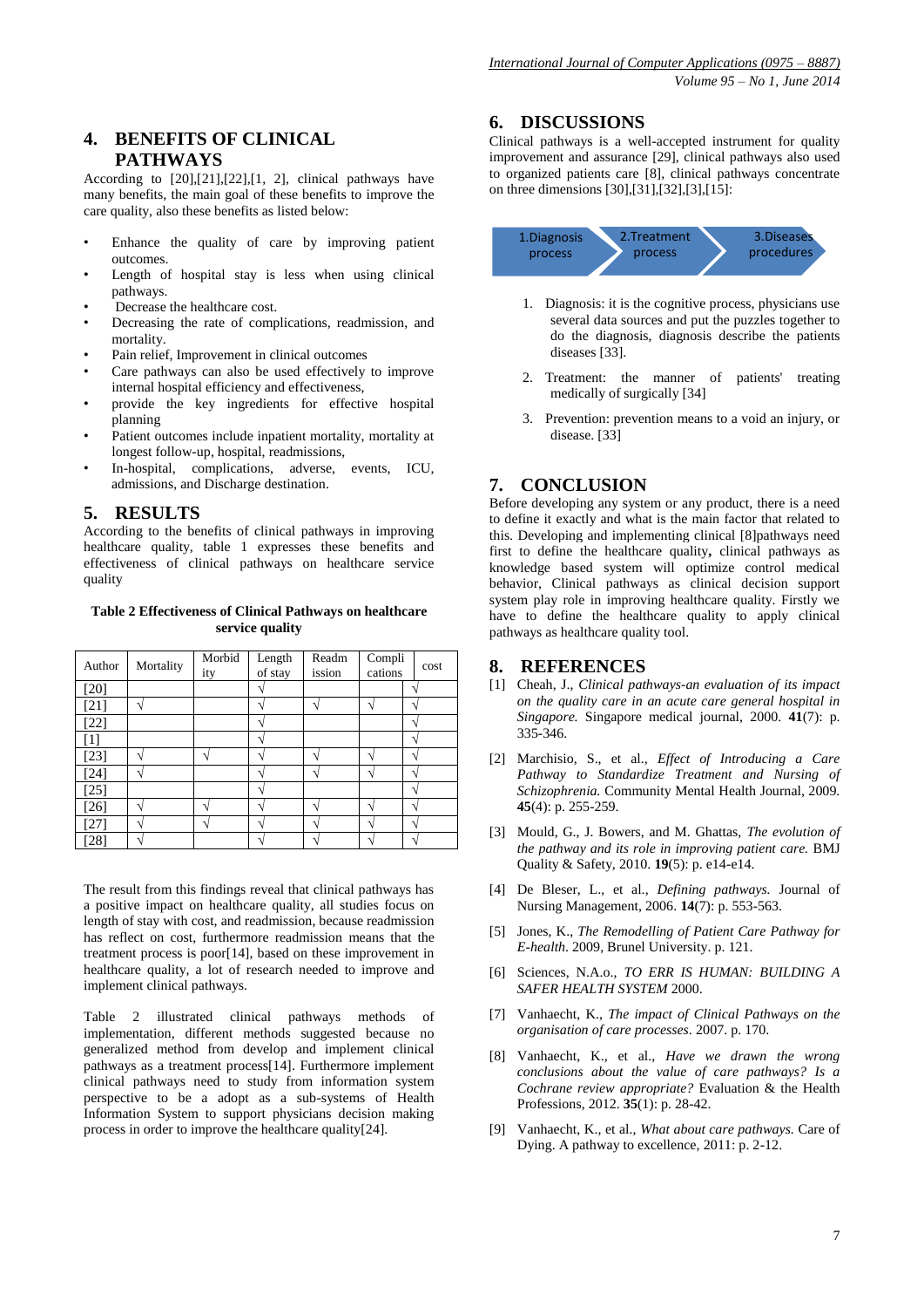# 4. BENEFITS OF CLINICAL PATHWAYS

According to [20],[21],[22],[1, 2], clinical pathways have many benefits, the main goal of these benefits to improve the care quality, also these benefits as listed below:

- Enhance the quality of care by improving patient outcomes.
- Length of hospital stay is less when using clinical pathways.
- Decrease the healthcare cost.
- Decreasing the rate of complications, readmission, and mortality.
- Pain relief, Improvement in clinical outcomes
- Care pathways can also be used effectively to improve internal hospital efficiency and effectiveness,
- provide the key ingredients for effective hospital planning
- Patient outcomes include inpatient mortality, mortality at longest follow-up, hospital, readmissions,
- In-hospital, complications, adverse, events, ICU, admissions, and Discharge destination.

# 5. RESULTS

According to the benefits of clinical pathways in improving healthcare quality, table 1 expresses these benefits and effectiveness of clinical pathways on healthcare service quality

**Table 2 Effectiveness of Clinical Pathways on healthcare service quality**

| Author | Mortality | Morbidity | Length of stay | Readmission | Complications | cost |
|---|---|---|---|---|---|---|
| [20] | | | √ | | | √ |
| [21] | √ | | √ | √ | √ | √ |
| [22] | | | √ | | | √ |
| [1] | | | √ | | | √ |
| [23] | √ | √ | √ | √ | √ | √ |
| [24] | √ | | √ | √ | √ | √ |
| [25] | | | √ | | | √ |
| [26] | √ | √ | √ | √ | √ | √ |
| [27] | √ | √ | √ | √ | √ | √ |
| [28] | √ | | √ | √ | √ | √ |

The result from this findings reveal that clinical pathways has a positive impact on healthcare quality, all studies focus on length of stay with cost, and readmission, because readmission has reflect on cost, furthermore readmission means that the treatment process is poor[14], based on these improvement in healthcare quality, a lot of research needed to improve and implement clinical pathways.

Table 2 illustrated clinical pathways methods of implementation, different methods suggested because no generalized method from develop and implement clinical pathways as a treatment process[14]. Furthermore implement clinical pathways need to study from information system perspective to be a adopt as a sub-systems of Health Information System to support physicians decision making process in order to improve the healthcare quality[24].

# 6. DISCUSSIONS

Clinical pathways is a well-accepted instrument for quality improvement and assurance [29], clinical pathways also used to organized patients care [8], clinical pathways concentrate on three dimensions [30],[31],[32],[3],[15]:

1.Diagnosis process → 2.Treatment process → 3.Diseases procedures

1. Diagnosis: it is the cognitive process, physicians use several data sources and put the puzzles together to do the diagnosis, diagnosis describe the patients diseases [33].
2. Treatment: the manner of patients' treating medically of surgically [34]
3. Prevention: prevention means to a void an injury, or disease. [33]

# 7. CONCLUSION

Before developing any system or any product, there is a need to define it exactly and what is the main factor that related to this. Developing and implementing clinical [8]pathways need first to define the healthcare quality**,** clinical pathways as knowledge based system will optimize control medical behavior, Clinical pathways as clinical decision support system play role in improving healthcare quality. Firstly we have to define the healthcare quality to apply clinical pathways as healthcare quality tool.

# 8. REFERENCES

[1] Cheah, J., *Clinical pathways-an evaluation of its impact on the quality care in an acute care general hospital in Singapore.* Singapore medical journal, 2000. **41**(7): p. 335-346.

[2] Marchisio, S., et al., *Effect of Introducing a Care Pathway to Standardize Treatment and Nursing of Schizophrenia.* Community Mental Health Journal, 2009. **45**(4): p. 255-259.

[3] Mould, G., J. Bowers, and M. Ghattas, *The evolution of the pathway and its role in improving patient care.* BMJ Quality & Safety, 2010. **19**(5): p. e14-e14.

[4] De Bleser, L., et al., *Defining pathways.* Journal of Nursing Management, 2006. **14**(7): p. 553-563.

[5] Jones, K., *The Remodelling of Patient Care Pathway for E-health*. 2009, Brunel University. p. 121.

[6] Sciences, N.A.o., *TO ERR IS HUMAN: BUILDING A SAFER HEALTH SYSTEM* 2000.

[7] Vanhaecht, K., *The impact of Clinical Pathways on the organisation of care processes*. 2007. p. 170.

[8] Vanhaecht, K., et al., *Have we drawn the wrong conclusions about the value of care pathways? Is a Cochrane review appropriate?* Evaluation & the Health Professions, 2012. **35**(1): p. 28-42.

[9] Vanhaecht, K., et al., *What about care pathways.* Care of Dying. A pathway to excellence, 2011: p. 2-12.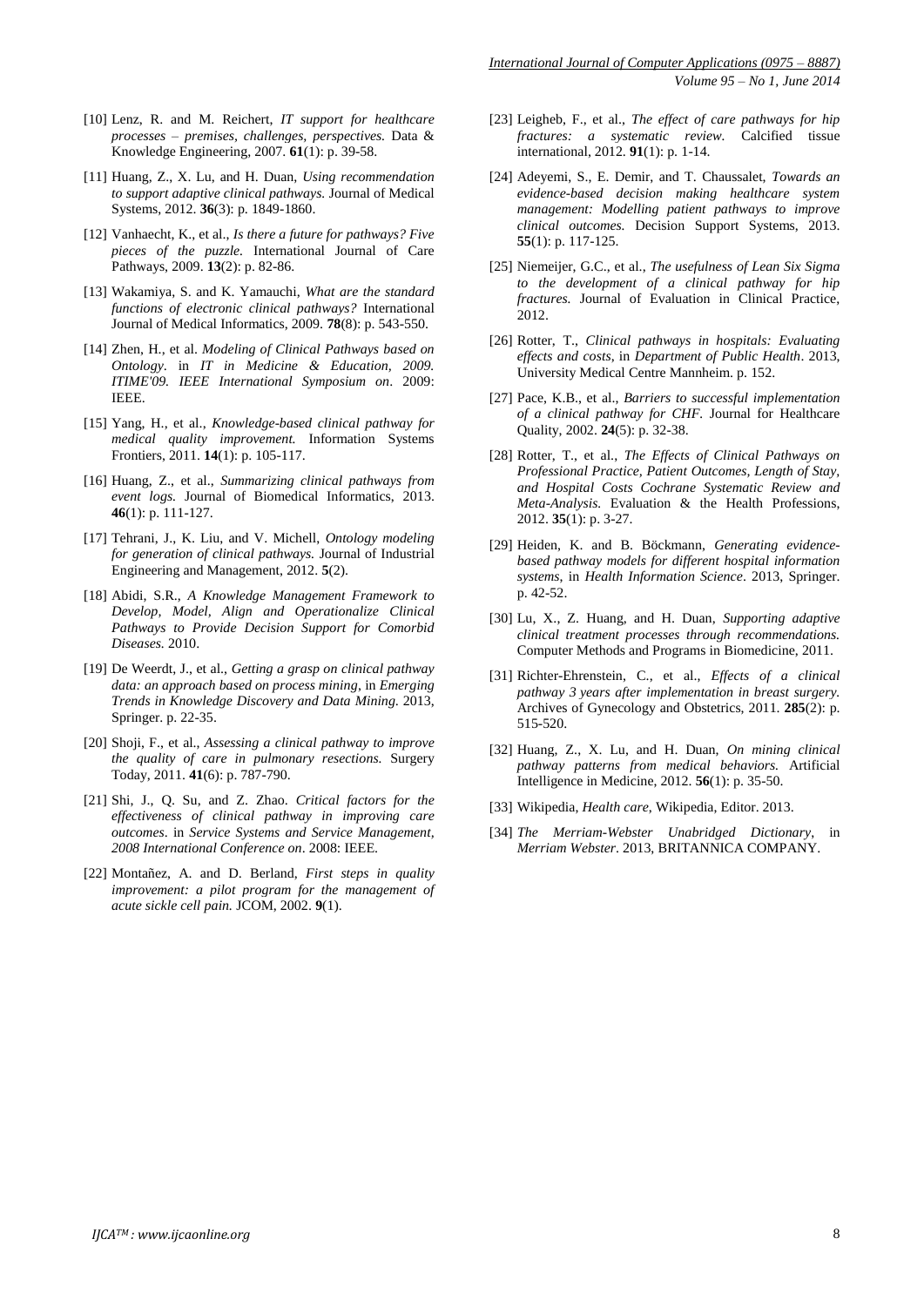[10] Lenz, R. and M. Reichert, *IT support for healthcare processes – premises, challenges, perspectives.* Data & Knowledge Engineering, 2007. **61**(1): p. 39-58.

[11] Huang, Z., X. Lu, and H. Duan, *Using recommendation to support adaptive clinical pathways.* Journal of Medical Systems, 2012. **36**(3): p. 1849-1860.

[12] Vanhaecht, K., et al., *Is there a future for pathways? Five pieces of the puzzle.* International Journal of Care Pathways, 2009. **13**(2): p. 82-86.

[13] Wakamiya, S. and K. Yamauchi, *What are the standard functions of electronic clinical pathways?* International Journal of Medical Informatics, 2009. **78**(8): p. 543-550.

[14] Zhen, H., et al. *Modeling of Clinical Pathways based on Ontology*. in *IT in Medicine & Education, 2009. ITIME'09. IEEE International Symposium on*. 2009: IEEE.

[15] Yang, H., et al., *Knowledge-based clinical pathway for medical quality improvement.* Information Systems Frontiers, 2011. **14**(1): p. 105-117.

[16] Huang, Z., et al., *Summarizing clinical pathways from event logs.* Journal of Biomedical Informatics, 2013. **46**(1): p. 111-127.

[17] Tehrani, J., K. Liu, and V. Michell, *Ontology modeling for generation of clinical pathways.* Journal of Industrial Engineering and Management, 2012. **5**(2).

[18] Abidi, S.R., *A Knowledge Management Framework to Develop, Model, Align and Operationalize Clinical Pathways to Provide Decision Support for Comorbid Diseases.* 2010.

[19] De Weerdt, J., et al., *Getting a grasp on clinical pathway data: an approach based on process mining*, in *Emerging Trends in Knowledge Discovery and Data Mining*. 2013, Springer. p. 22-35.

[20] Shoji, F., et al., *Assessing a clinical pathway to improve the quality of care in pulmonary resections.* Surgery Today, 2011. **41**(6): p. 787-790.

[21] Shi, J., Q. Su, and Z. Zhao. *Critical factors for the effectiveness of clinical pathway in improving care outcomes*. in *Service Systems and Service Management, 2008 International Conference on*. 2008: IEEE.

[22] Montañez, A. and D. Berland, *First steps in quality improvement: a pilot program for the management of acute sickle cell pain.* JCOM, 2002. **9**(1).

[23] Leigheb, F., et al., *The effect of care pathways for hip fractures: a systematic review.* Calcified tissue international, 2012. **91**(1): p. 1-14.

[24] Adeyemi, S., E. Demir, and T. Chaussalet, *Towards an evidence-based decision making healthcare system management: Modelling patient pathways to improve clinical outcomes.* Decision Support Systems, 2013. **55**(1): p. 117-125.

[25] Niemeijer, G.C., et al., *The usefulness of Lean Six Sigma to the development of a clinical pathway for hip fractures.* Journal of Evaluation in Clinical Practice, 2012.

[26] Rotter, T., *Clinical pathways in hospitals: Evaluating effects and costs*, in *Department of Public Health*. 2013, University Medical Centre Mannheim. p. 152.

[27] Pace, K.B., et al., *Barriers to successful implementation of a clinical pathway for CHF.* Journal for Healthcare Quality, 2002. **24**(5): p. 32-38.

[28] Rotter, T., et al., *The Effects of Clinical Pathways on Professional Practice, Patient Outcomes, Length of Stay, and Hospital Costs Cochrane Systematic Review and Meta-Analysis.* Evaluation & the Health Professions, 2012. **35**(1): p. 3-27.

[29] Heiden, K. and B. Böckmann, *Generating evidence-based pathway models for different hospital information systems*, in *Health Information Science*. 2013, Springer. p. 42-52.

[30] Lu, X., Z. Huang, and H. Duan, *Supporting adaptive clinical treatment processes through recommendations.* Computer Methods and Programs in Biomedicine, 2011.

[31] Richter-Ehrenstein, C., et al., *Effects of a clinical pathway 3 years after implementation in breast surgery.* Archives of Gynecology and Obstetrics, 2011. **285**(2): p. 515-520.

[32] Huang, Z., X. Lu, and H. Duan, *On mining clinical pathway patterns from medical behaviors.* Artificial Intelligence in Medicine, 2012. **56**(1): p. 35-50.

[33] Wikipedia, *Health care*, Wikipedia, Editor. 2013.

[34] *The Merriam-Webster Unabridged Dictionary*, in *Merriam Webster*. 2013, BRITANNICA COMPANY.